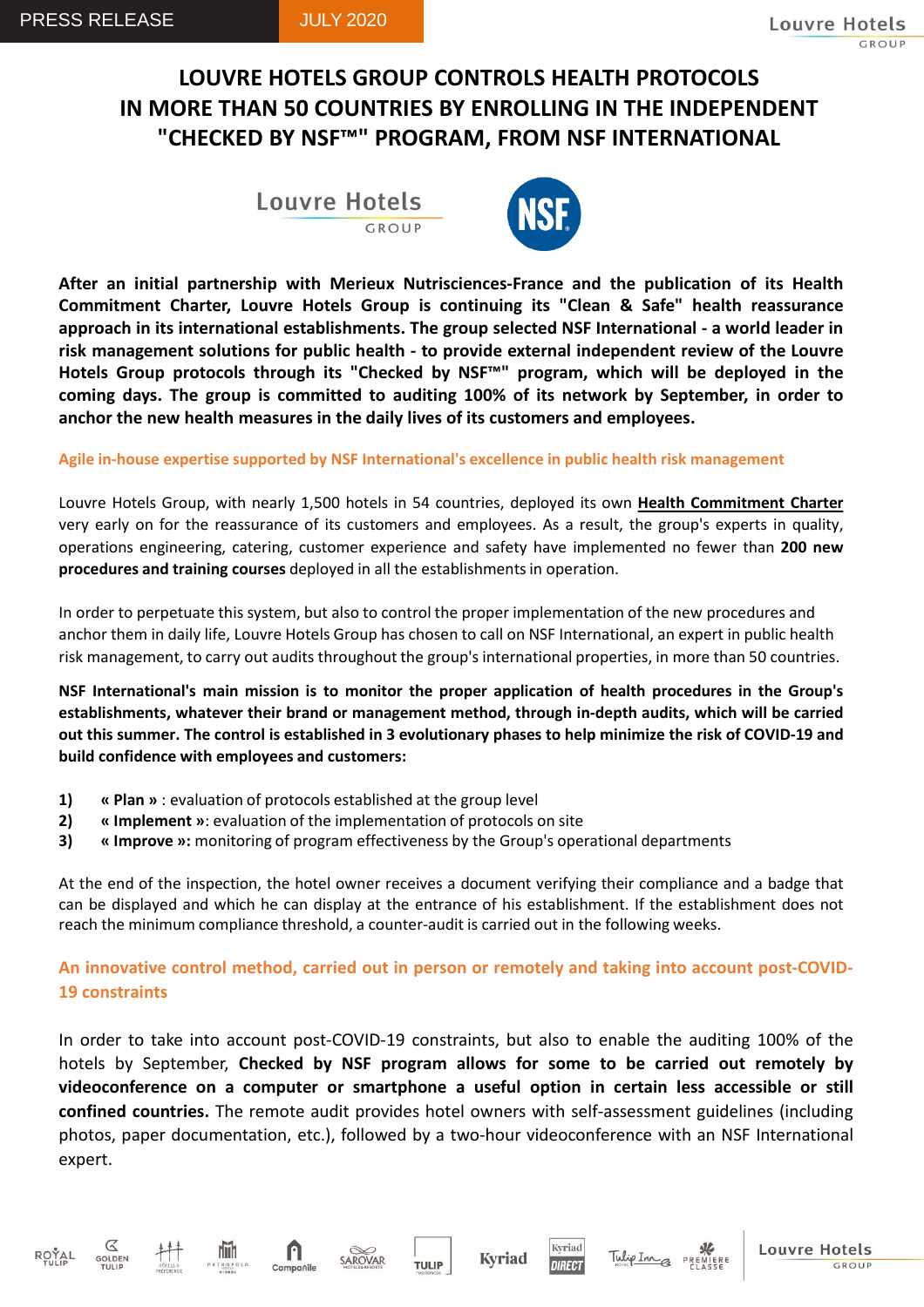PRESS RELEASE JULY 2020

# LOUVRE HOTELS GROUP CONTROLS HEALTH PROTOCOLS IN MORE THAN 50 COUNTRIES BY ENROLLING IN THE INDEPENDENT "CHECKED BY NSF™" PROGRAM, FROM NSF INTERNATIONAL

**After an initial partnership with Merieux Nutrisciences-France and the publication of its Health Commitment Charter, Louvre Hotels Group is continuing its "Clean & Safe" health reassurance approach in its international establishments. The group selected NSF International - a world leader in risk management solutions for public health - to provide external independent review of the Louvre Hotels Group protocols through its "Checked by NSF™" program, which will be deployed in the coming days. The group is committed to auditing 100% of its network by September, in order to anchor the new health measures in the daily lives of its customers and employees.**

## Agile in-house expertise supported by NSF International's excellence in public health risk management

Louvre Hotels Group, with nearly 1,500 hotels in 54 countries, deployed its own **Health Commitment Charter** very early on for the reassurance of its customers and employees. As a result, the group's experts in quality, operations engineering, catering, customer experience and safety have implemented no fewer than **200 new procedures and training courses** deployed in all the establishments in operation.

In order to perpetuate this system, but also to control the proper implementation of the new procedures and anchor them in daily life, Louvre Hotels Group has chosen to call on NSF International, an expert in public health risk management, to carry out audits throughout the group's international properties, in more than 50 countries.

**NSF International's main mission is to monitor the proper application of health procedures in the Group's establishments, whatever their brand or management method, through in-depth audits, which will be carried out this summer. The control is established in 3 evolutionary phases to help minimize the risk of COVID-19 and build confidence with employees and customers:**

1) **« Plan »** : evaluation of protocols established at the group level
2) **« Implement »**: evaluation of the implementation of protocols on site
3) **« Improve »:** monitoring of program effectiveness by the Group's operational departments

At the end of the inspection, the hotel owner receives a document verifying their compliance and a badge that can be displayed and which he can display at the entrance of his establishment. If the establishment does not reach the minimum compliance threshold, a counter-audit is carried out in the following weeks.

## An innovative control method, carried out in person or remotely and taking into account post-COVID-19 constraints

In order to take into account post-COVID-19 constraints, but also to enable the auditing 100% of the hotels by September, **Checked by NSF program allows for some to be carried out remotely by videoconference on a computer or smartphone a useful option in certain less accessible or still confined countries.** The remote audit provides hotel owners with self-assessment guidelines (including photos, paper documentation, etc.), followed by a two-hour videoconference with an NSF International expert.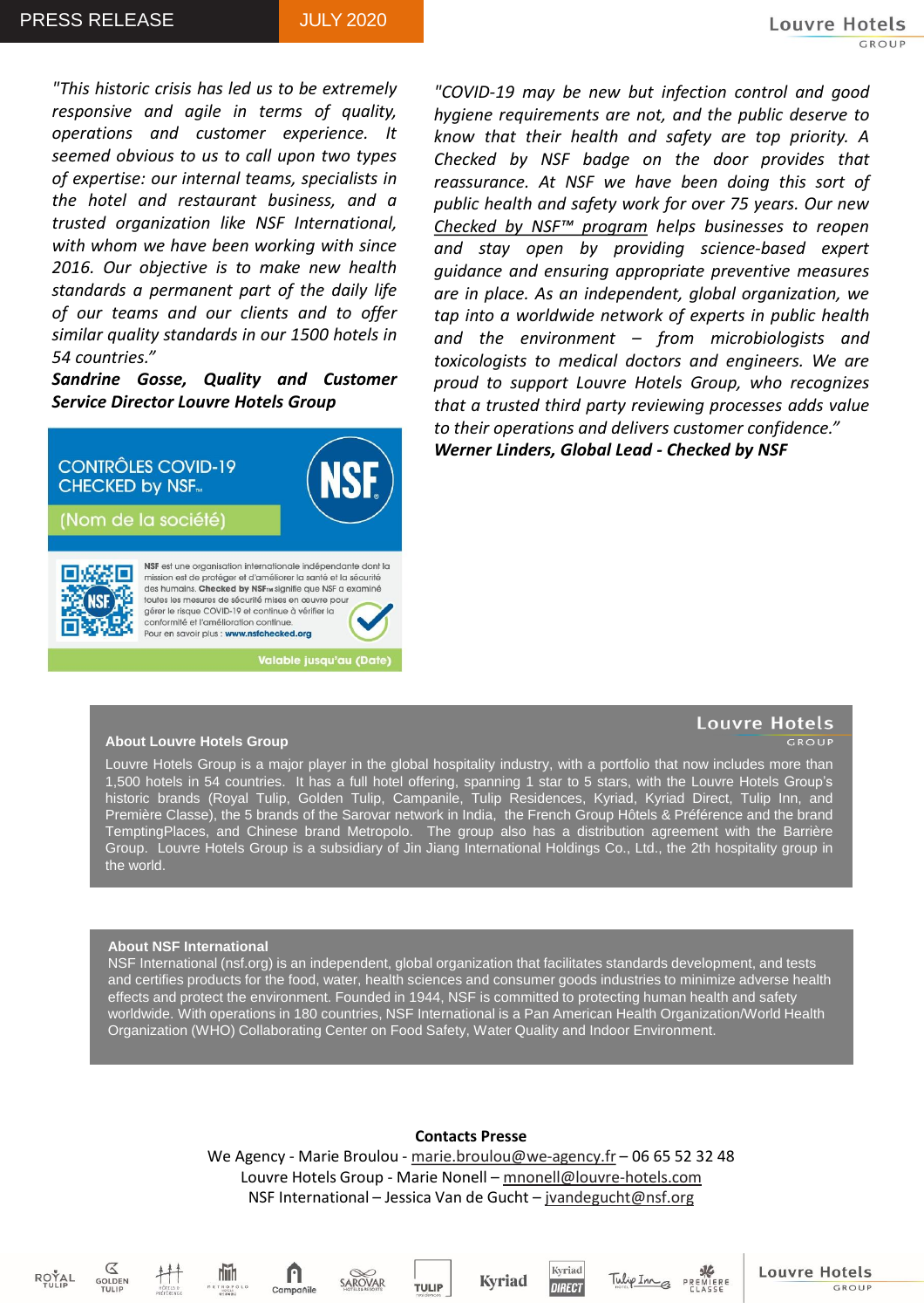*"This historic crisis has led us to be extremely responsive and agile in terms of quality, operations and customer experience. It seemed obvious to us to call upon two types of expertise: our internal teams, specialists in the hotel and restaurant business, and a trusted organization like NSF International, with whom we have been working with since 2016. Our objective is to make new health standards a permanent part of the daily life of our teams and our clients and to offer similar quality standards in our 1500 hotels in 54 countries."*

***Sandrine Gosse, Quality and Customer Service Director Louvre Hotels Group***

CONTRÔLES COVID-19
CHECKED by NSF™

(Nom de la société)

NSF est une organisation internationale indépendante dont la mission est de protéger et d'améliorer la santé et la sécurité des humains. **Checked by NSF™** signifie que NSF a examiné toutes les mesures de sécurité mises en œuvre pour gérer le risque COVID-19 et continue à vérifier la conformité et l'amélioration continue.
Pour en savoir plus : **www.nsfchecked.org**

Valable jusqu'au (Date)

*"COVID-19 may be new but infection control and good hygiene requirements are not, and the public deserve to know that their health and safety are top priority. A Checked by NSF badge on the door provides that reassurance. At NSF we have been doing this sort of public health and safety work for over 75 years. Our new Checked by NSF™ program helps businesses to reopen and stay open by providing science-based expert guidance and ensuring appropriate preventive measures are in place. As an independent, global organization, we tap into a worldwide network of experts in public health and the environment – from microbiologists and toxicologists to medical doctors and engineers. We are proud to support Louvre Hotels Group, who recognizes that a trusted third party reviewing processes adds value to their operations and delivers customer confidence."*

***Werner Linders, Global Lead - Checked by NSF***

**About Louvre Hotels Group**

Louvre Hotels Group is a major player in the global hospitality industry, with a portfolio that now includes more than 1,500 hotels in 54 countries. It has a full hotel offering, spanning 1 star to 5 stars, with the Louvre Hotels Group's historic brands (Royal Tulip, Golden Tulip, Campanile, Tulip Residences, Kyriad, Kyriad Direct, Tulip Inn, and Première Classe), the 5 brands of the Sarovar network in India, the French Group Hôtels & Préférence and the brand TemptingPlaces, and Chinese brand Metropolo. The group also has a distribution agreement with the Barrière Group. Louvre Hotels Group is a subsidiary of Jin Jiang International Holdings Co., Ltd., the 2th hospitality group in the world.

**About NSF International**

NSF International (nsf.org) is an independent, global organization that facilitates standards development, and tests and certifies products for the food, water, health sciences and consumer goods industries to minimize adverse health effects and protect the environment. Founded in 1944, NSF is committed to protecting human health and safety worldwide. With operations in 180 countries, NSF International is a Pan American Health Organization/World Health Organization (WHO) Collaborating Center on Food Safety, Water Quality and Indoor Environment.

**Contacts Presse**

We Agency - Marie Broulou - marie.broulou@we-agency.fr – 06 65 52 32 48
Louvre Hotels Group - Marie Nonell – mnonell@louvre-hotels.com
NSF International – Jessica Van de Gucht – jvandegucht@nsf.org